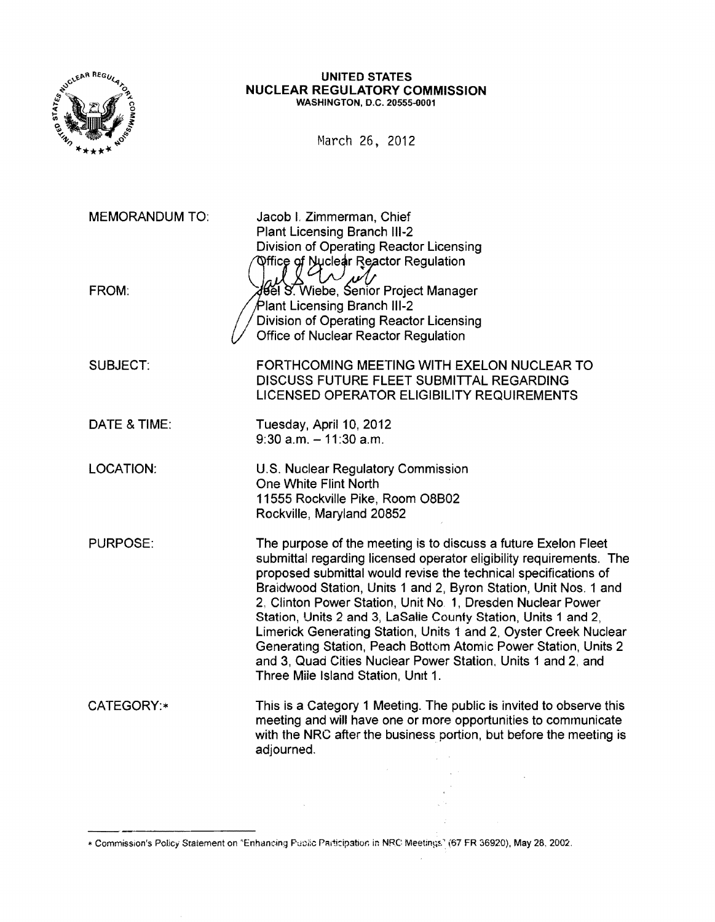**UNITED STATES**
**NUCLEAR REGULATORY COMMISSION**
WASHINGTON, D.C. 20555-0001

March 26, 2012

| | |
|---|---|
| MEMORANDUM TO: | Jacob I. Zimmerman, Chief<br>Plant Licensing Branch III-2<br>Division of Operating Reactor Licensing<br>Office of Nuclear Reactor Regulation |
| FROM: | Joel S. Wiebe, Senior Project Manager<br>Plant Licensing Branch III-2<br>Division of Operating Reactor Licensing<br>Office of Nuclear Reactor Regulation |
| SUBJECT: | FORTHCOMING MEETING WITH EXELON NUCLEAR TO DISCUSS FUTURE FLEET SUBMITTAL REGARDING LICENSED OPERATOR ELIGIBILITY REQUIREMENTS |
| DATE & TIME: | Tuesday, April 10, 2012<br>9:30 a.m. – 11:30 a.m. |
| LOCATION: | U.S. Nuclear Regulatory Commission<br>One White Flint North<br>11555 Rockville Pike, Room O8B02<br>Rockville, Maryland 20852 |
| PURPOSE: | The purpose of the meeting is to discuss a future Exelon Fleet submittal regarding licensed operator eligibility requirements. The proposed submittal would revise the technical specifications of Braidwood Station, Units 1 and 2, Byron Station, Unit Nos. 1 and 2, Clinton Power Station, Unit No. 1, Dresden Nuclear Power Station, Units 2 and 3, LaSalle County Station, Units 1 and 2, Limerick Generating Station, Units 1 and 2, Oyster Creek Nuclear Generating Station, Peach Bottom Atomic Power Station, Units 2 and 3, Quad Cities Nuclear Power Station, Units 1 and 2, and Three Mile Island Station, Unit 1. |
| CATEGORY:* | This is a Category 1 Meeting. The public is invited to observe this meeting and will have one or more opportunities to communicate with the NRC after the business portion, but before the meeting is adjourned. |

* Commission's Policy Statement on "Enhancing Public Participation in NRC Meetings" (67 FR 36920), May 28, 2002.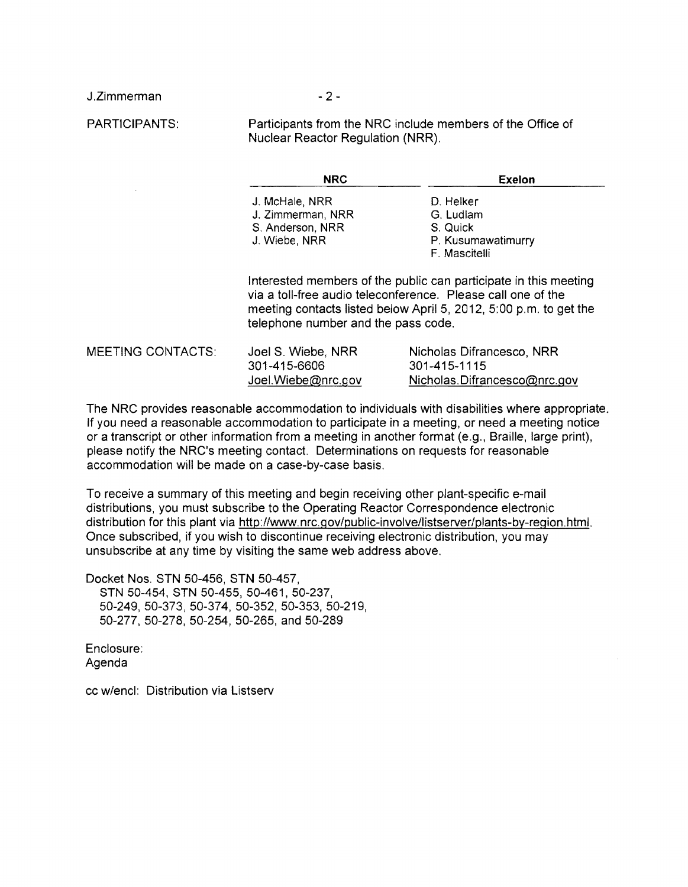PARTICIPANTS: Participants from the NRC include members of the Office of Nuclear Reactor Regulation (NRR).

| NRC | Exelon |
|---|---|
| J. McHale, NRR | D. Helker |
| J. Zimmerman, NRR | G. Ludlam |
| S. Anderson, NRR | S. Quick |
| J. Wiebe, NRR | P. Kusumawatimurry |
| | F. Mascitelli |

Interested members of the public can participate in this meeting via a toll-free audio teleconference. Please call one of the meeting contacts listed below April 5, 2012, 5:00 p.m. to get the telephone number and the pass code.

MEETING CONTACTS:

Joel S. Wiebe, NRR
301-415-6606
Joel.Wiebe@nrc.gov

Nicholas Difrancesco, NRR
301-415-1115
Nicholas.Difrancesco@nrc.gov

The NRC provides reasonable accommodation to individuals with disabilities where appropriate. If you need a reasonable accommodation to participate in a meeting, or need a meeting notice or a transcript or other information from a meeting in another format (e.g., Braille, large print), please notify the NRC's meeting contact. Determinations on requests for reasonable accommodation will be made on a case-by-case basis.

To receive a summary of this meeting and begin receiving other plant-specific e-mail distributions, you must subscribe to the Operating Reactor Correspondence electronic distribution for this plant via http://www.nrc.gov/public-involve/listserver/plants-by-region.html. Once subscribed, if you wish to discontinue receiving electronic distribution, you may unsubscribe at any time by visiting the same web address above.

Docket Nos. STN 50-456, STN 50-457,
STN 50-454, STN 50-455, 50-461, 50-237,
50-249, 50-373, 50-374, 50-352, 50-353, 50-219,
50-277, 50-278, 50-254, 50-265, and 50-289

Enclosure:
Agenda

cc w/encl: Distribution via Listserv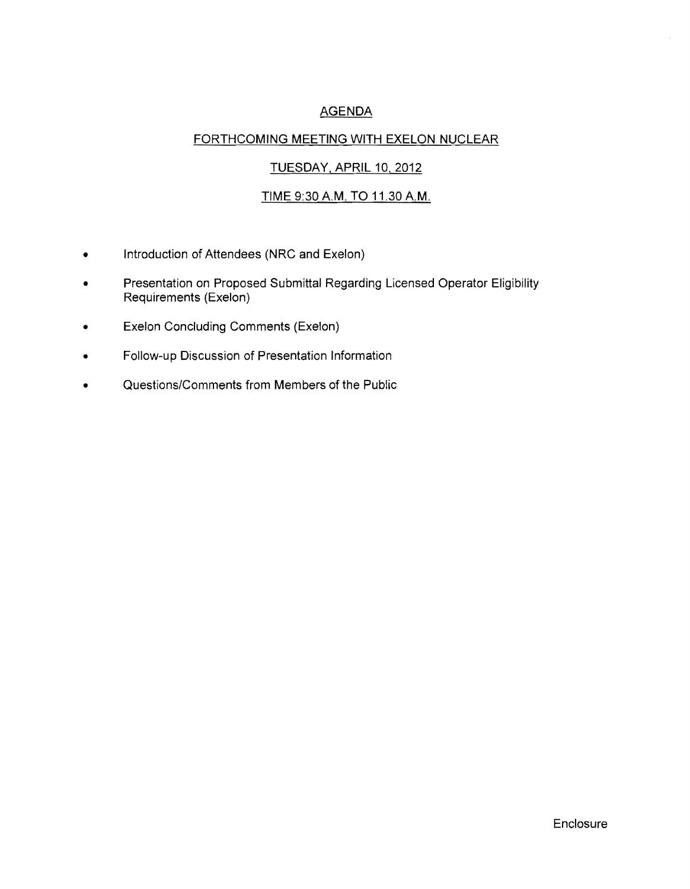# AGENDA

## FORTHCOMING MEETING WITH EXELON NUCLEAR

## TUESDAY, APRIL 10, 2012

## TIME 9:30 A.M. TO 11.30 A.M.

- Introduction of Attendees (NRC and Exelon)
- Presentation on Proposed Submittal Regarding Licensed Operator Eligibility Requirements (Exelon)
- Exelon Concluding Comments (Exelon)
- Follow-up Discussion of Presentation Information
- Questions/Comments from Members of the Public

Enclosure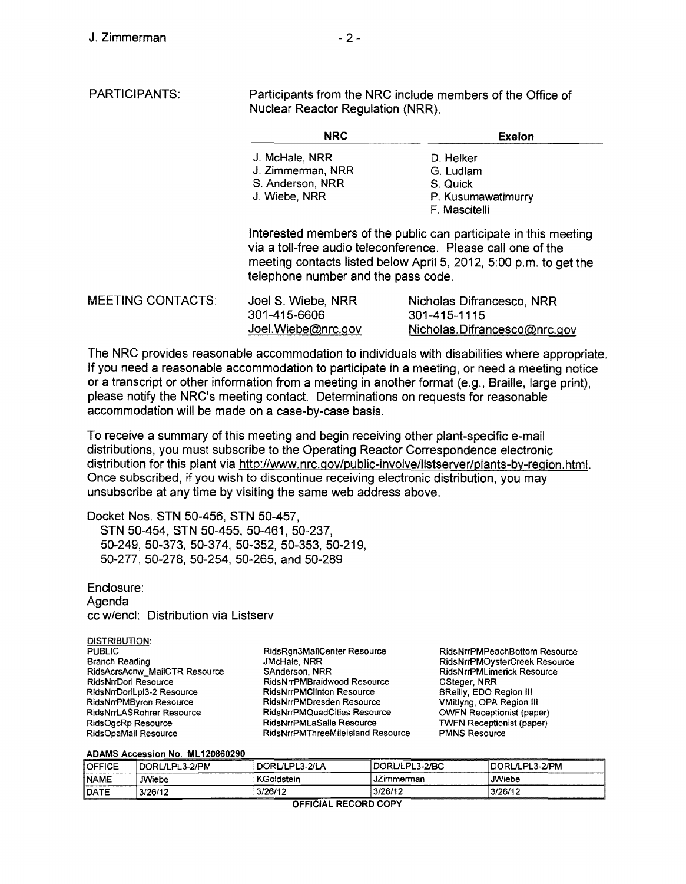PARTICIPANTS: Participants from the NRC include members of the Office of Nuclear Reactor Regulation (NRR).

| NRC | Exelon |
|---|---|
| J. McHale, NRR | D. Helker |
| J. Zimmerman, NRR | G. Ludlam |
| S. Anderson, NRR | S. Quick |
| J. Wiebe, NRR | P. Kusumawatimurry |
| | F. Mascitelli |

Interested members of the public can participate in this meeting via a toll-free audio teleconference. Please call one of the meeting contacts listed below April 5, 2012, 5:00 p.m. to get the telephone number and the pass code.

MEETING CONTACTS:

| | |
|---|---|
| Joel S. Wiebe, NRR | Nicholas Difrancesco, NRR |
| 301-415-6606 | 301-415-1115 |
| Joel.Wiebe@nrc.gov | Nicholas.Difrancesco@nrc.gov |

The NRC provides reasonable accommodation to individuals with disabilities where appropriate. If you need a reasonable accommodation to participate in a meeting, or need a meeting notice or a transcript or other information from a meeting in another format (e.g., Braille, large print), please notify the NRC's meeting contact. Determinations on requests for reasonable accommodation will be made on a case-by-case basis.

To receive a summary of this meeting and begin receiving other plant-specific e-mail distributions, you must subscribe to the Operating Reactor Correspondence electronic distribution for this plant via http://www.nrc.gov/public-involve/listserver/plants-by-region.html. Once subscribed, if you wish to discontinue receiving electronic distribution, you may unsubscribe at any time by visiting the same web address above.

Docket Nos. STN 50-456, STN 50-457, STN 50-454, STN 50-455, 50-461, 50-237, 50-249, 50-373, 50-374, 50-352, 50-353, 50-219, 50-277, 50-278, 50-254, 50-265, and 50-289

Enclosure:
Agenda
cc w/encl: Distribution via Listserv

DISTRIBUTION:

PUBLIC
Branch Reading
RidsAcrsAcnw_MailCTR Resource
RidsNrrDorl Resource
RidsNrrDorlLpl3-2 Resource
RidsNrrPMByron Resource
RidsNrrLASRohrer Resource
RidsOgcRp Resource
RidsOpaMail Resource
RidsRgn3MailCenter Resource
JMcHale, NRR
SAnderson, NRR
RidsNrrPMBraidwood Resource
RidsNrrPMClinton Resource
RidsNrrPMDresden Resource
RidsNrrPMQuadCities Resource
RidsNrrPMLaSalle Resource
RidsNrrPMThreeMileIsland Resource
RidsNrrPMPeachBottom Resource
RidsNrrPMOysterCreek Resource
RidsNrrPMLimerick Resource
CSteger, NRR
BReilly, EDO Region III
VMitlyng, OPA Region III
OWFN Receptionist (paper)
TWFN Receptionist (paper)
PMNS Resource

ADAMS Accession No. ML120860290

| OFFICE | DORL/LPL3-2/PM | DORL/LPL3-2/LA | DORL/LPL3-2/BC | DORL/LPL3-2/PM |
|---|---|---|---|---|
| NAME | JWiebe | KGoldstein | JZimmerman | JWiebe |
| DATE | 3/26/12 | 3/26/12 | 3/26/12 | 3/26/12 |

OFFICIAL RECORD COPY